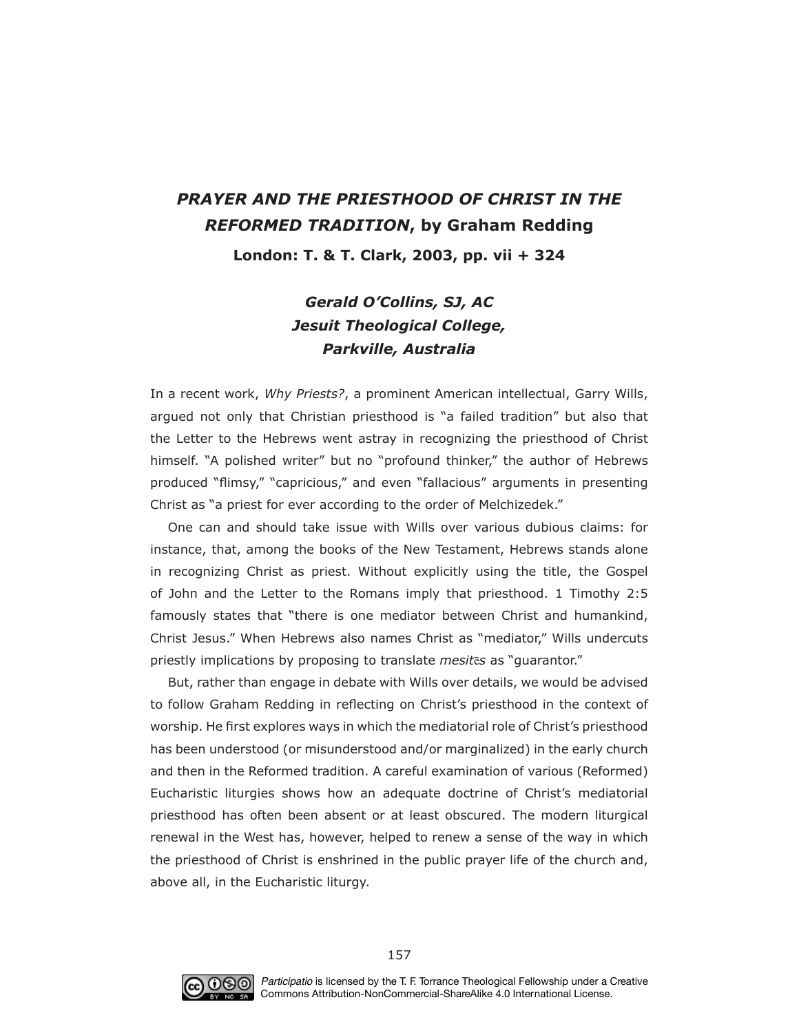## *PRAYER AND THE PRIESTHOOD OF CHRIST IN THE REFORMED TRADITION*, by Graham Redding

**London: T. & T. Clark, 2003, pp. vii + 324**

***Gerald O'Collins, SJ, AC***
***Jesuit Theological College,***
***Parkville, Australia***

In a recent work, *Why Priests?*, a prominent American intellectual, Garry Wills, argued not only that Christian priesthood is "a failed tradition" but also that the Letter to the Hebrews went astray in recognizing the priesthood of Christ himself. "A polished writer" but no "profound thinker," the author of Hebrews produced "flimsy," "capricious," and even "fallacious" arguments in presenting Christ as "a priest for ever according to the order of Melchizedek."

One can and should take issue with Wills over various dubious claims: for instance, that, among the books of the New Testament, Hebrews stands alone in recognizing Christ as priest. Without explicitly using the title, the Gospel of John and the Letter to the Romans imply that priesthood. 1 Timothy 2:5 famously states that "there is one mediator between Christ and humankind, Christ Jesus." When Hebrews also names Christ as "mediator," Wills undercuts priestly implications by proposing to translate *mesitēs* as "guarantor."

But, rather than engage in debate with Wills over details, we would be advised to follow Graham Redding in reflecting on Christ's priesthood in the context of worship. He first explores ways in which the mediatorial role of Christ's priesthood has been understood (or misunderstood and/or marginalized) in the early church and then in the Reformed tradition. A careful examination of various (Reformed) Eucharistic liturgies shows how an adequate doctrine of Christ's mediatorial priesthood has often been absent or at least obscured. The modern liturgical renewal in the West has, however, helped to renew a sense of the way in which the priesthood of Christ is enshrined in the public prayer life of the church and, above all, in the Eucharistic liturgy.

*Participatio* is licensed by the T. F. Torrance Theological Fellowship under a Creative Commons Attribution-NonCommercial-ShareAlike 4.0 International License.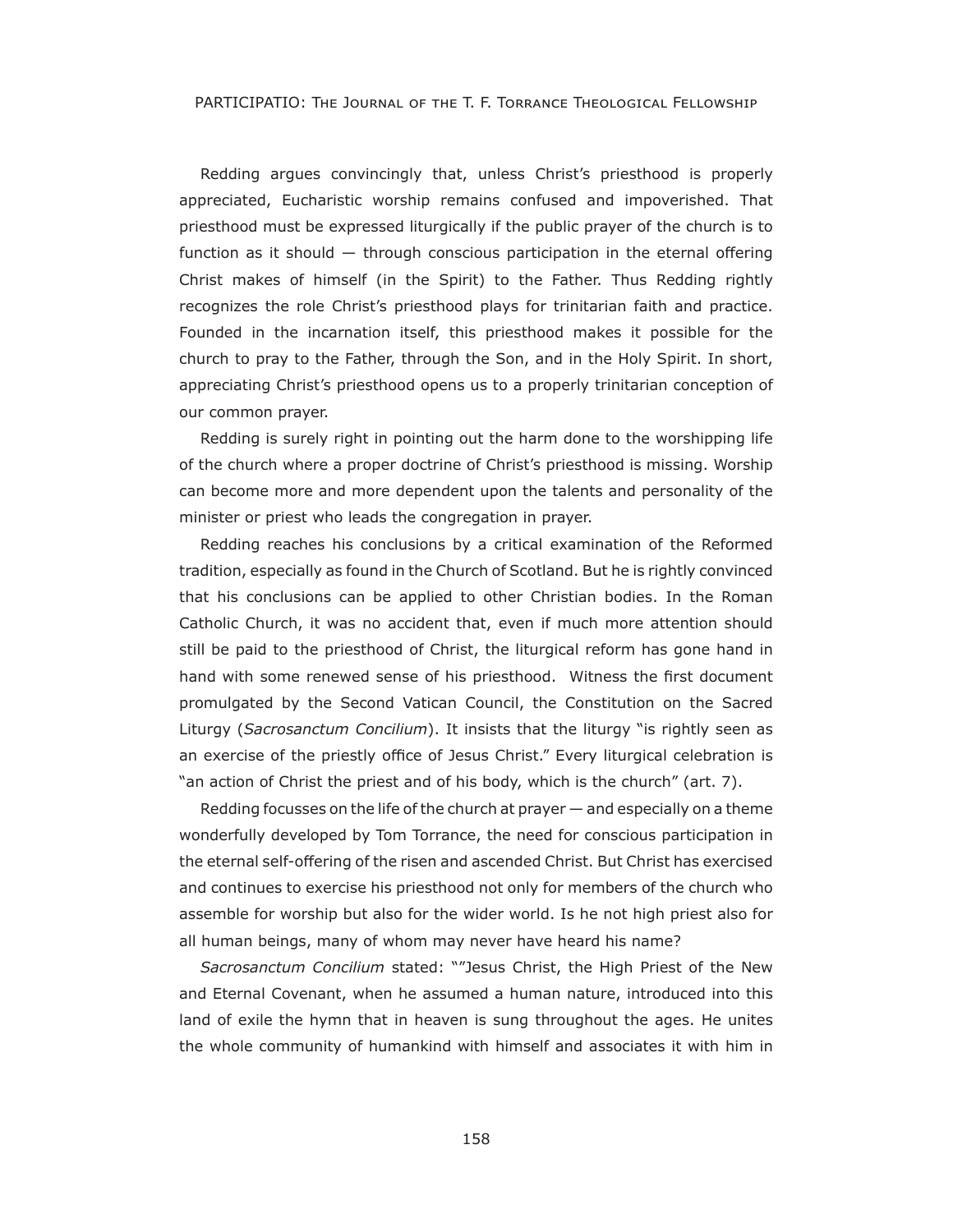Redding argues convincingly that, unless Christ's priesthood is properly appreciated, Eucharistic worship remains confused and impoverished. That priesthood must be expressed liturgically if the public prayer of the church is to function as it should — through conscious participation in the eternal offering Christ makes of himself (in the Spirit) to the Father. Thus Redding rightly recognizes the role Christ's priesthood plays for trinitarian faith and practice. Founded in the incarnation itself, this priesthood makes it possible for the church to pray to the Father, through the Son, and in the Holy Spirit. In short, appreciating Christ's priesthood opens us to a properly trinitarian conception of our common prayer.

Redding is surely right in pointing out the harm done to the worshipping life of the church where a proper doctrine of Christ's priesthood is missing. Worship can become more and more dependent upon the talents and personality of the minister or priest who leads the congregation in prayer.

Redding reaches his conclusions by a critical examination of the Reformed tradition, especially as found in the Church of Scotland. But he is rightly convinced that his conclusions can be applied to other Christian bodies. In the Roman Catholic Church, it was no accident that, even if much more attention should still be paid to the priesthood of Christ, the liturgical reform has gone hand in hand with some renewed sense of his priesthood. Witness the first document promulgated by the Second Vatican Council, the Constitution on the Sacred Liturgy (*Sacrosanctum Concilium*). It insists that the liturgy "is rightly seen as an exercise of the priestly office of Jesus Christ." Every liturgical celebration is "an action of Christ the priest and of his body, which is the church" (art. 7).

Redding focusses on the life of the church at prayer — and especially on a theme wonderfully developed by Tom Torrance, the need for conscious participation in the eternal self-offering of the risen and ascended Christ. But Christ has exercised and continues to exercise his priesthood not only for members of the church who assemble for worship but also for the wider world. Is he not high priest also for all human beings, many of whom may never have heard his name?

*Sacrosanctum Concilium* stated: ""Jesus Christ, the High Priest of the New and Eternal Covenant, when he assumed a human nature, introduced into this land of exile the hymn that in heaven is sung throughout the ages. He unites the whole community of humankind with himself and associates it with him in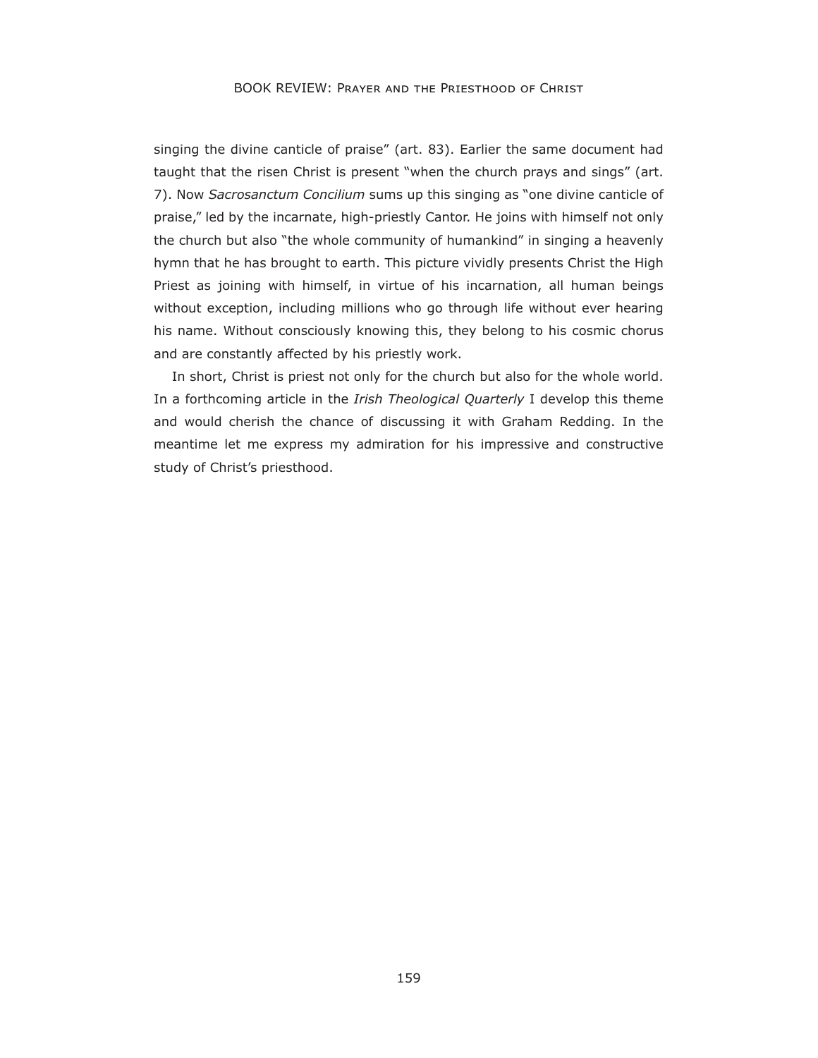singing the divine canticle of praise" (art. 83). Earlier the same document had taught that the risen Christ is present "when the church prays and sings" (art. 7). Now *Sacrosanctum Concilium* sums up this singing as "one divine canticle of praise," led by the incarnate, high-priestly Cantor. He joins with himself not only the church but also "the whole community of humankind" in singing a heavenly hymn that he has brought to earth. This picture vividly presents Christ the High Priest as joining with himself, in virtue of his incarnation, all human beings without exception, including millions who go through life without ever hearing his name. Without consciously knowing this, they belong to his cosmic chorus and are constantly affected by his priestly work.

In short, Christ is priest not only for the church but also for the whole world. In a forthcoming article in the *Irish Theological Quarterly* I develop this theme and would cherish the chance of discussing it with Graham Redding. In the meantime let me express my admiration for his impressive and constructive study of Christ's priesthood.